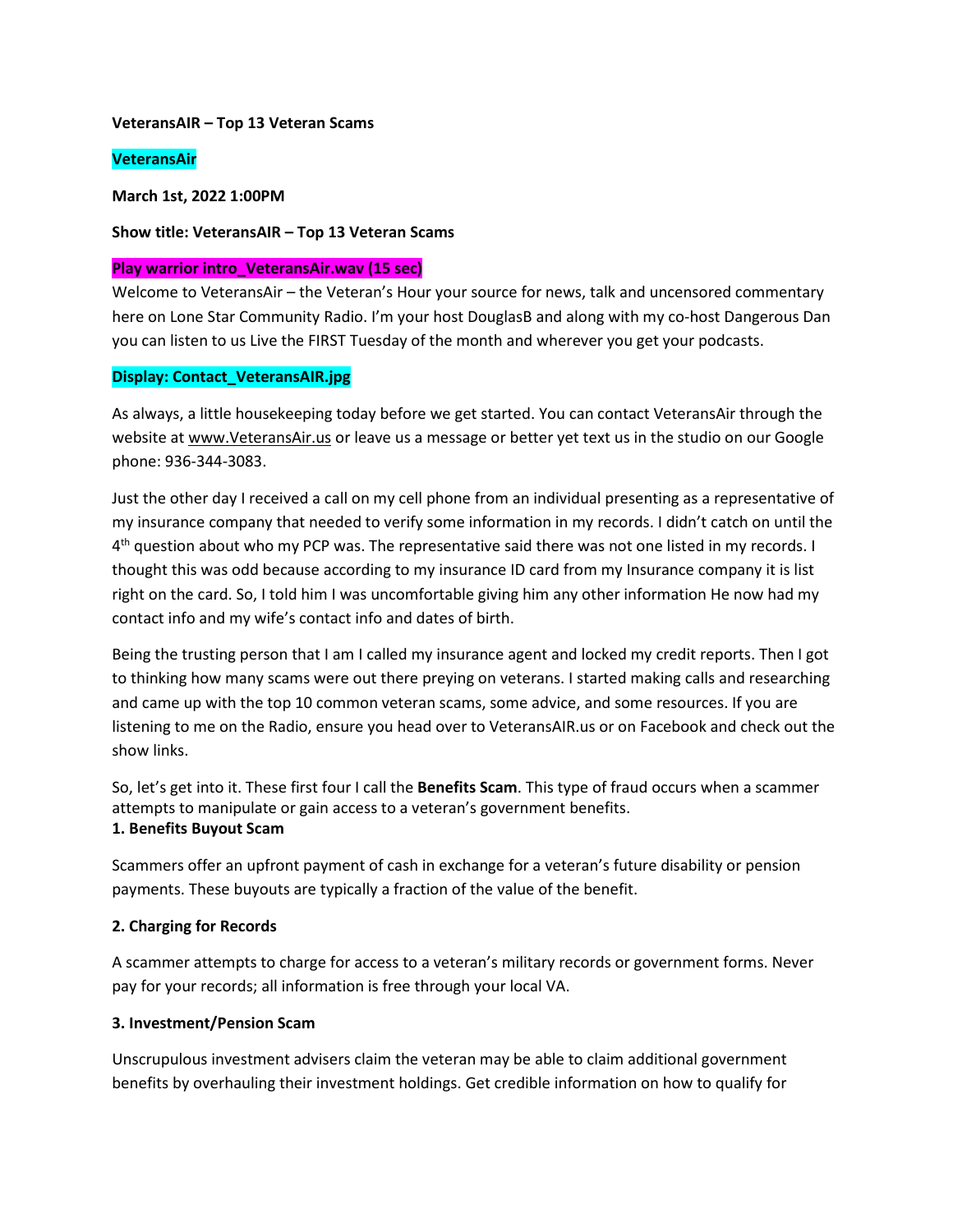**VeteransAIR – Top 13 Veteran Scams**

**VeteransAir**

**March 1st, 2022 1:00PM**

**Show title: VeteransAIR – Top 13 Veteran Scams**

**Play warrior intro_VeteransAir.wav (15 sec)**

Welcome to VeteransAir – the Veteran's Hour your source for news, talk and uncensored commentary here on Lone Star Community Radio. I'm your host DouglasB and along with my co-host Dangerous Dan you can listen to us Live the FIRST Tuesday of the month and wherever you get your podcasts.

**Display: Contact_VeteransAIR.jpg**

As always, a little housekeeping today before we get started. You can contact VeteransAir through the website at www.VeteransAir.us or leave us a message or better yet text us in the studio on our Google phone: 936-344-3083.

Just the other day I received a call on my cell phone from an individual presenting as a representative of my insurance company that needed to verify some information in my records. I didn't catch on until the 4th question about who my PCP was. The representative said there was not one listed in my records. I thought this was odd because according to my insurance ID card from my Insurance company it is list right on the card. So, I told him I was uncomfortable giving him any other information He now had my contact info and my wife's contact info and dates of birth.

Being the trusting person that I am I called my insurance agent and locked my credit reports. Then I got to thinking how many scams were out there preying on veterans. I started making calls and researching and came up with the top 10 common veteran scams, some advice, and some resources. If you are listening to me on the Radio, ensure you head over to VeteransAIR.us or on Facebook and check out the show links.

So, let's get into it. These first four I call the **Benefits Scam**. This type of fraud occurs when a scammer attempts to manipulate or gain access to a veteran's government benefits.

**1. Benefits Buyout Scam**

Scammers offer an upfront payment of cash in exchange for a veteran's future disability or pension payments. These buyouts are typically a fraction of the value of the benefit.

**2. Charging for Records**

A scammer attempts to charge for access to a veteran's military records or government forms. Never pay for your records; all information is free through your local VA.

**3. Investment/Pension Scam**

Unscrupulous investment advisers claim the veteran may be able to claim additional government benefits by overhauling their investment holdings. Get credible information on how to qualify for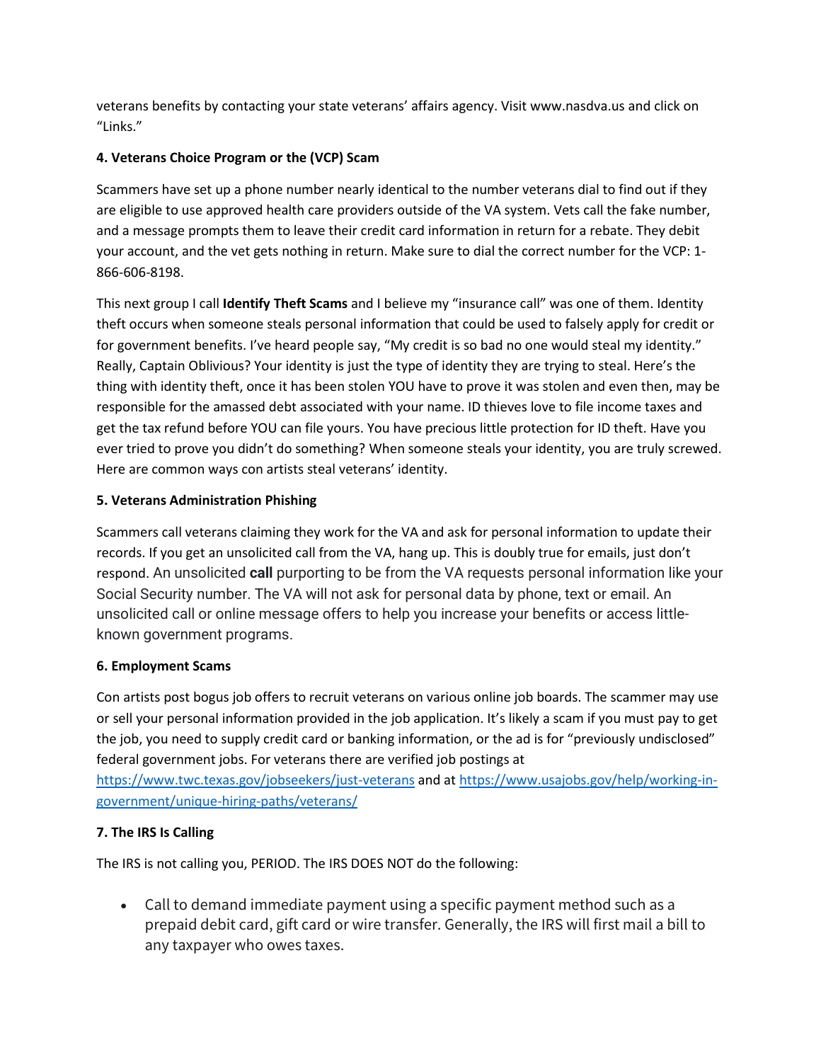veterans benefits by contacting your state veterans' affairs agency. Visit www.nasdva.us and click on "Links."

**4. Veterans Choice Program or the (VCP) Scam**

Scammers have set up a phone number nearly identical to the number veterans dial to find out if they are eligible to use approved health care providers outside of the VA system. Vets call the fake number, and a message prompts them to leave their credit card information in return for a rebate. They debit your account, and the vet gets nothing in return. Make sure to dial the correct number for the VCP: 1-866-606-8198.

This next group I call **Identify Theft Scams** and I believe my "insurance call" was one of them. Identity theft occurs when someone steals personal information that could be used to falsely apply for credit or for government benefits. I've heard people say, "My credit is so bad no one would steal my identity." Really, Captain Oblivious? Your identity is just the type of identity they are trying to steal. Here's the thing with identity theft, once it has been stolen YOU have to prove it was stolen and even then, may be responsible for the amassed debt associated with your name. ID thieves love to file income taxes and get the tax refund before YOU can file yours. You have precious little protection for ID theft. Have you ever tried to prove you didn't do something? When someone steals your identity, you are truly screwed. Here are common ways con artists steal veterans' identity.

**5. Veterans Administration Phishing**

Scammers call veterans claiming they work for the VA and ask for personal information to update their records. If you get an unsolicited call from the VA, hang up. This is doubly true for emails, just don't respond. An unsolicited **call** purporting to be from the VA requests personal information like your Social Security number. The VA will not ask for personal data by phone, text or email. An unsolicited call or online message offers to help you increase your benefits or access little-known government programs.

**6. Employment Scams**

Con artists post bogus job offers to recruit veterans on various online job boards. The scammer may use or sell your personal information provided in the job application. It's likely a scam if you must pay to get the job, you need to supply credit card or banking information, or the ad is for "previously undisclosed" federal government jobs. For veterans there are verified job postings at https://www.twc.texas.gov/jobseekers/just-veterans and at https://www.usajobs.gov/help/working-in-government/unique-hiring-paths/veterans/

**7. The IRS Is Calling**

The IRS is not calling you, PERIOD. The IRS DOES NOT do the following:

- Call to demand immediate payment using a specific payment method such as a prepaid debit card, gift card or wire transfer. Generally, the IRS will first mail a bill to any taxpayer who owes taxes.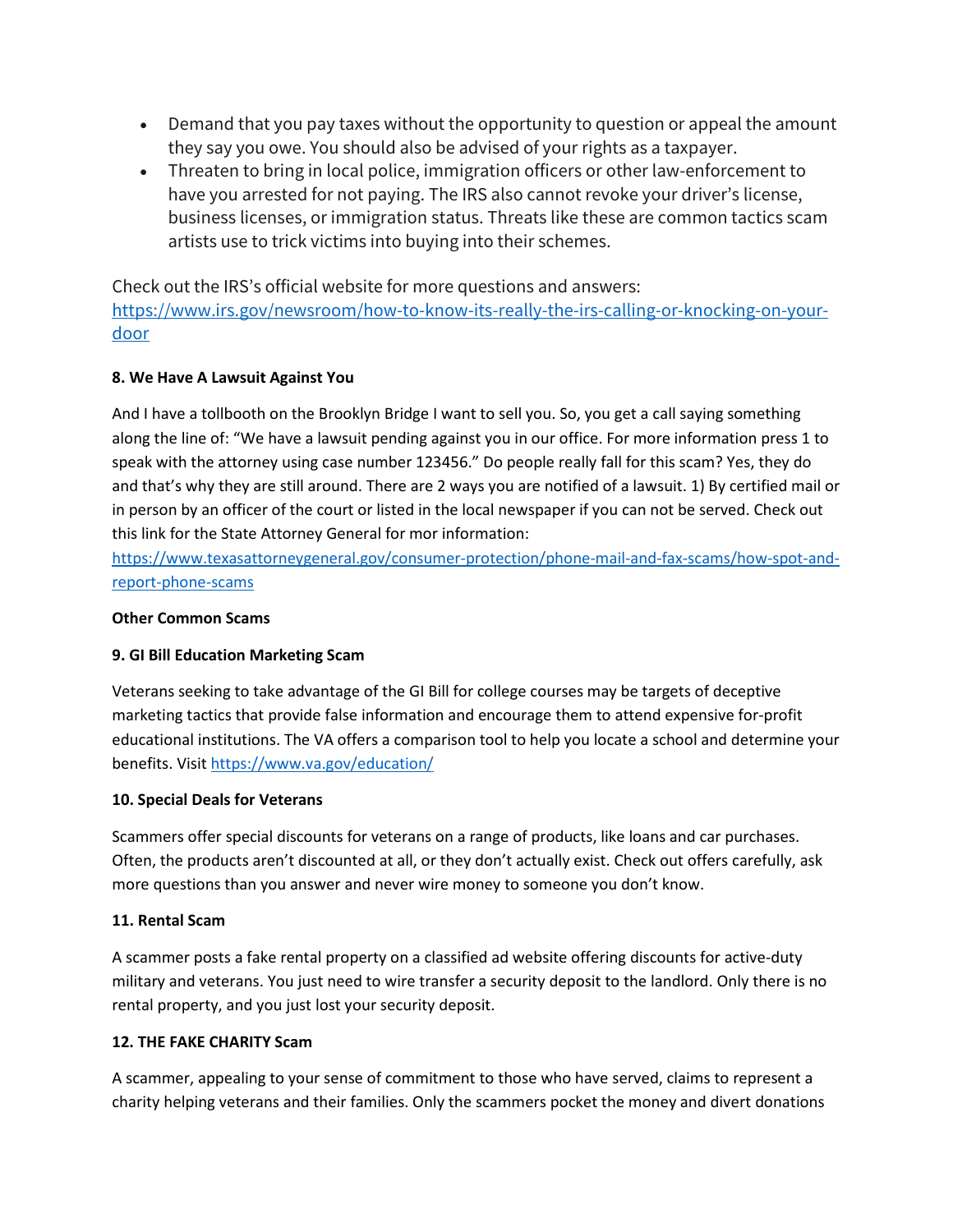- Demand that you pay taxes without the opportunity to question or appeal the amount they say you owe. You should also be advised of your rights as a taxpayer.
- Threaten to bring in local police, immigration officers or other law-enforcement to have you arrested for not paying. The IRS also cannot revoke your driver's license, business licenses, or immigration status. Threats like these are common tactics scam artists use to trick victims into buying into their schemes.

Check out the IRS's official website for more questions and answers: [https://www.irs.gov/newsroom/how-to-know-its-really-the-irs-calling-or-knocking-on-your-door](https://www.irs.gov/newsroom/how-to-know-its-really-the-irs-calling-or-knocking-on-your-door)

**8. We Have A Lawsuit Against You**

And I have a tollbooth on the Brooklyn Bridge I want to sell you. So, you get a call saying something along the line of: "We have a lawsuit pending against you in our office. For more information press 1 to speak with the attorney using case number 123456." Do people really fall for this scam? Yes, they do and that's why they are still around. There are 2 ways you are notified of a lawsuit. 1) By certified mail or in person by an officer of the court or listed in the local newspaper if you can not be served. Check out this link for the State Attorney General for mor information: [https://www.texasattorneygeneral.gov/consumer-protection/phone-mail-and-fax-scams/how-spot-and-report-phone-scams](https://www.texasattorneygeneral.gov/consumer-protection/phone-mail-and-fax-scams/how-spot-and-report-phone-scams)

**Other Common Scams**

**9. GI Bill Education Marketing Scam**

Veterans seeking to take advantage of the GI Bill for college courses may be targets of deceptive marketing tactics that provide false information and encourage them to attend expensive for-profit educational institutions. The VA offers a comparison tool to help you locate a school and determine your benefits. Visit [https://www.va.gov/education/](https://www.va.gov/education/)

**10. Special Deals for Veterans**

Scammers offer special discounts for veterans on a range of products, like loans and car purchases. Often, the products aren't discounted at all, or they don't actually exist. Check out offers carefully, ask more questions than you answer and never wire money to someone you don't know.

**11. Rental Scam**

A scammer posts a fake rental property on a classified ad website offering discounts for active-duty military and veterans. You just need to wire transfer a security deposit to the landlord. Only there is no rental property, and you just lost your security deposit.

**12. THE FAKE CHARITY Scam**

A scammer, appealing to your sense of commitment to those who have served, claims to represent a charity helping veterans and their families. Only the scammers pocket the money and divert donations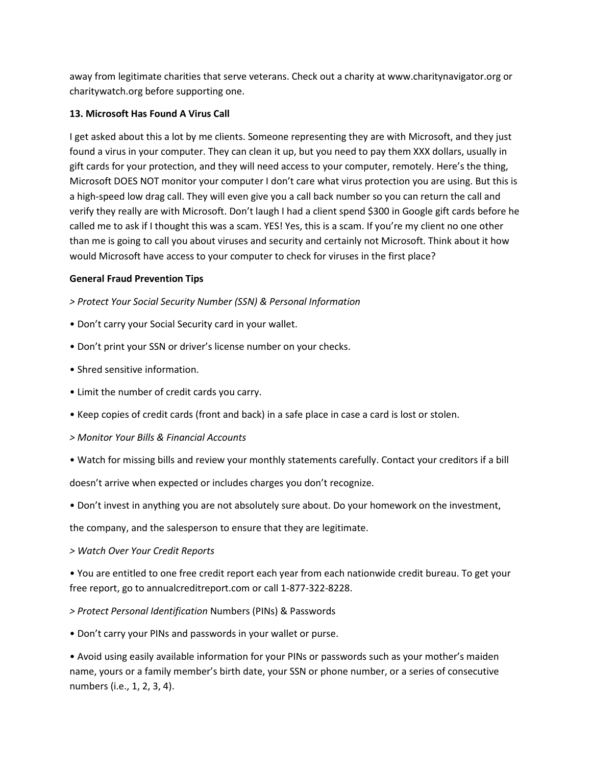away from legitimate charities that serve veterans. Check out a charity at www.charitynavigator.org or charitywatch.org before supporting one.

**13. Microsoft Has Found A Virus Call**

I get asked about this a lot by me clients. Someone representing they are with Microsoft, and they just found a virus in your computer. They can clean it up, but you need to pay them XXX dollars, usually in gift cards for your protection, and they will need access to your computer, remotely. Here's the thing, Microsoft DOES NOT monitor your computer I don't care what virus protection you are using. But this is a high-speed low drag call. They will even give you a call back number so you can return the call and verify they really are with Microsoft. Don't laugh I had a client spend $300 in Google gift cards before he called me to ask if I thought this was a scam. YES! Yes, this is a scam. If you're my client no one other than me is going to call you about viruses and security and certainly not Microsoft. Think about it how would Microsoft have access to your computer to check for viruses in the first place?

**General Fraud Prevention Tips**

*> Protect Your Social Security Number (SSN) & Personal Information*

- Don't carry your Social Security card in your wallet.
- Don't print your SSN or driver's license number on your checks.
- Shred sensitive information.
- Limit the number of credit cards you carry.
- Keep copies of credit cards (front and back) in a safe place in case a card is lost or stolen.

*> Monitor Your Bills & Financial Accounts*

- Watch for missing bills and review your monthly statements carefully. Contact your creditors if a bill doesn't arrive when expected or includes charges you don't recognize.
- Don't invest in anything you are not absolutely sure about. Do your homework on the investment, the company, and the salesperson to ensure that they are legitimate.

*> Watch Over Your Credit Reports*

- You are entitled to one free credit report each year from each nationwide credit bureau. To get your free report, go to annualcreditreport.com or call 1-877-322-8228.

*> Protect Personal Identification* Numbers (PINs) & Passwords

- Don't carry your PINs and passwords in your wallet or purse.
- Avoid using easily available information for your PINs or passwords such as your mother's maiden name, yours or a family member's birth date, your SSN or phone number, or a series of consecutive numbers (i.e., 1, 2, 3, 4).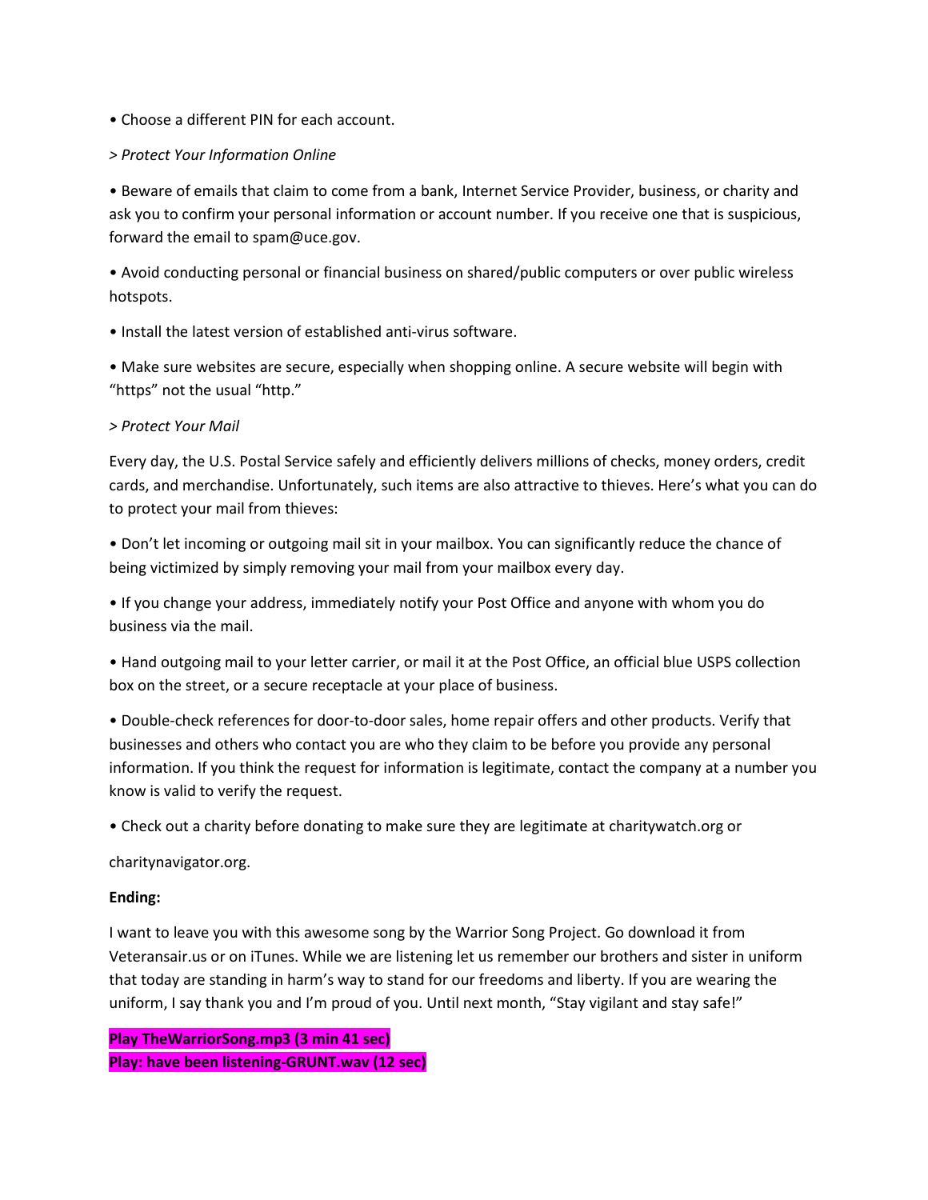- Choose a different PIN for each account.

*> Protect Your Information Online*

- Beware of emails that claim to come from a bank, Internet Service Provider, business, or charity and ask you to confirm your personal information or account number. If you receive one that is suspicious, forward the email to spam@uce.gov.

- Avoid conducting personal or financial business on shared/public computers or over public wireless hotspots.

- Install the latest version of established anti-virus software.

- Make sure websites are secure, especially when shopping online. A secure website will begin with "https" not the usual "http."

*> Protect Your Mail*

Every day, the U.S. Postal Service safely and efficiently delivers millions of checks, money orders, credit cards, and merchandise. Unfortunately, such items are also attractive to thieves. Here's what you can do to protect your mail from thieves:

- Don't let incoming or outgoing mail sit in your mailbox. You can significantly reduce the chance of being victimized by simply removing your mail from your mailbox every day.

- If you change your address, immediately notify your Post Office and anyone with whom you do business via the mail.

- Hand outgoing mail to your letter carrier, or mail it at the Post Office, an official blue USPS collection box on the street, or a secure receptacle at your place of business.

- Double-check references for door-to-door sales, home repair offers and other products. Verify that businesses and others who contact you are who they claim to be before you provide any personal information. If you think the request for information is legitimate, contact the company at a number you know is valid to verify the request.

- Check out a charity before donating to make sure they are legitimate at charitywatch.org or

charitynavigator.org.

**Ending:**

I want to leave you with this awesome song by the Warrior Song Project. Go download it from Veteransair.us or on iTunes. While we are listening let us remember our brothers and sister in uniform that today are standing in harm's way to stand for our freedoms and liberty. If you are wearing the uniform, I say thank you and I'm proud of you. Until next month, "Stay vigilant and stay safe!"

**Play TheWarriorSong.mp3 (3 min 41 sec)**
**Play: have been listening-GRUNT.wav (12 sec)**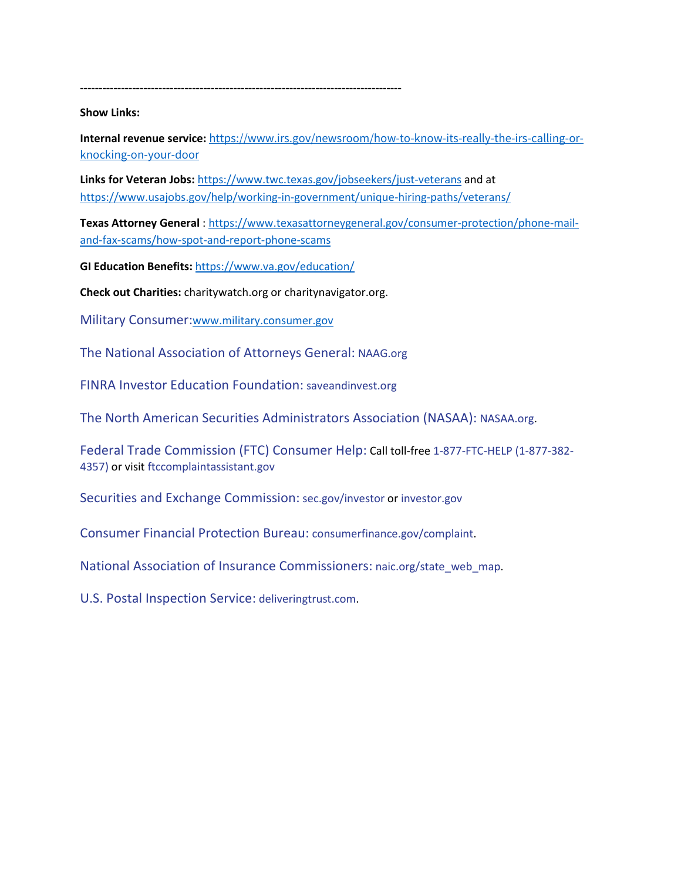-------------------------------------------------------------------------------------

**Show Links:**

**Internal revenue service:** https://www.irs.gov/newsroom/how-to-know-its-really-the-irs-calling-or-knocking-on-your-door

**Links for Veteran Jobs:** https://www.twc.texas.gov/jobseekers/just-veterans and at https://www.usajobs.gov/help/working-in-government/unique-hiring-paths/veterans/

**Texas Attorney General** : https://www.texasattorneygeneral.gov/consumer-protection/phone-mail-and-fax-scams/how-spot-and-report-phone-scams

**GI Education Benefits:** https://www.va.gov/education/

**Check out Charities:** charitywatch.org or charitynavigator.org.

Military Consumer: www.military.consumer.gov

The National Association of Attorneys General: NAAG.org

FINRA Investor Education Foundation: saveandinvest.org

The North American Securities Administrators Association (NASAA): NASAA.org.

Federal Trade Commission (FTC) Consumer Help: Call toll-free 1-877-FTC-HELP (1-877-382-4357) or visit ftccomplaintassistant.gov

Securities and Exchange Commission: sec.gov/investor or investor.gov

Consumer Financial Protection Bureau: consumerfinance.gov/complaint.

National Association of Insurance Commissioners: naic.org/state_web_map.

U.S. Postal Inspection Service: deliveringtrust.com.